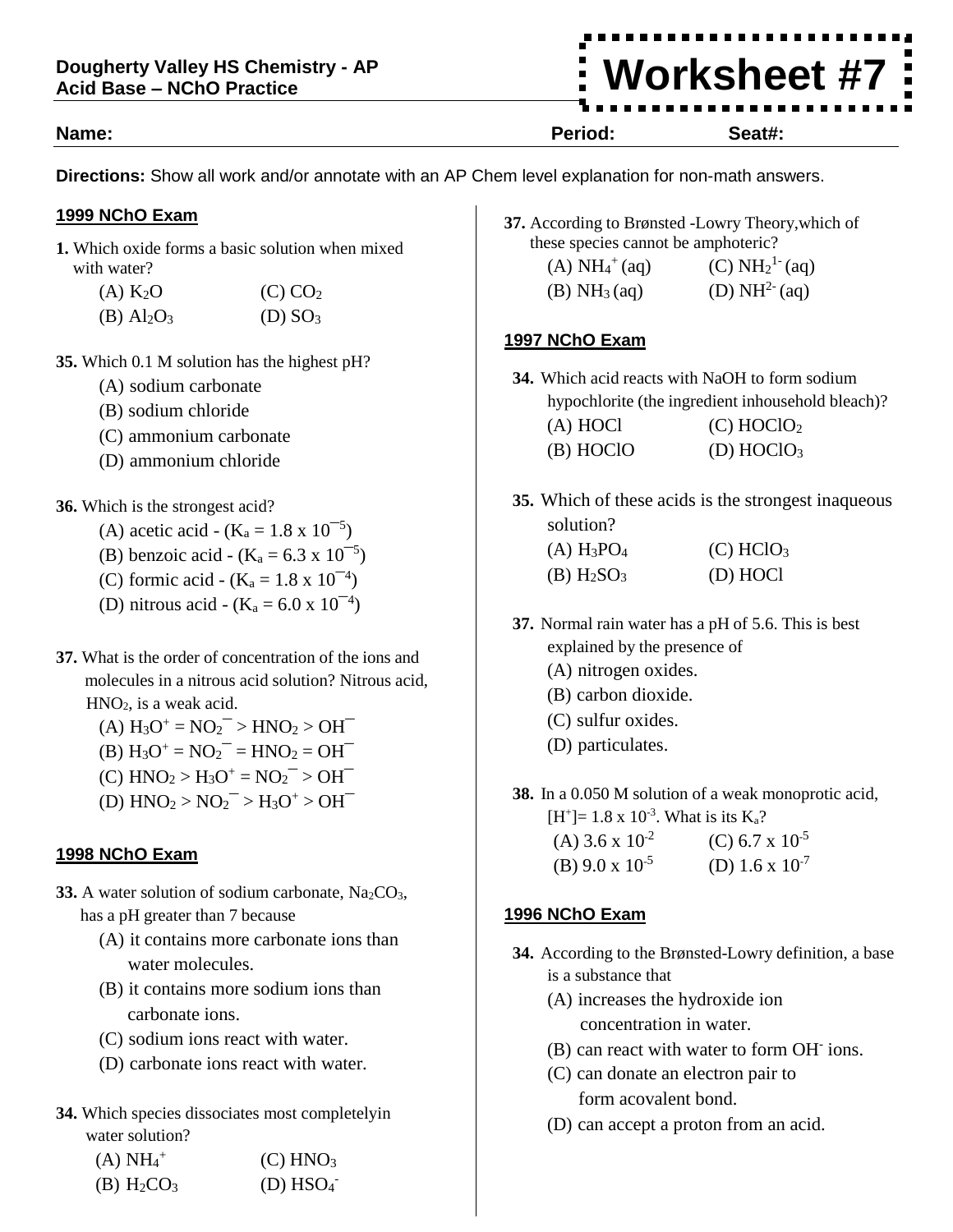Dougherty Valley HS Chemistry - AP
Acid Base – NChO Practice

# Worksheet #7

**Name:** **Period:** **Seat#:**

**Directions:** Show all work and/or annotate with an AP Chem level explanation for non-math answers.

## 1999 NChO Exam

**1.** Which oxide forms a basic solution when mixed with water?

(A) $K_2O$ (C) $CO_2$
(B) $Al_2O_3$ (D) $SO_3$

**35.** Which 0.1 M solution has the highest pH?

(A) sodium carbonate
(B) sodium chloride
(C) ammonium carbonate
(D) ammonium chloride

**36.** Which is the strongest acid?

(A) acetic acid - ($K_a = 1.8 \times 10^{-5}$)
(B) benzoic acid - ($K_a = 6.3 \times 10^{-5}$)
(C) formic acid - ($K_a = 1.8 \times 10^{-4}$)
(D) nitrous acid - ($K_a = 6.0 \times 10^{-4}$)

**37.** What is the order of concentration of the ions and molecules in a nitrous acid solution? Nitrous acid, $HNO_2$, is a weak acid.

(A) $H_3O^+ = NO_2^- > HNO_2 > OH^-$
(B) $H_3O^+ = NO_2^- = HNO_2 = OH^-$
(C) $HNO_2 > H_3O^+ = NO_2^- > OH^-$
(D) $HNO_2 > NO_2^- > H_3O^+ > OH^-$

## 1998 NChO Exam

**33.** A water solution of sodium carbonate, $Na_2CO_3$, has a pH greater than 7 because

(A) it contains more carbonate ions than water molecules.
(B) it contains more sodium ions than carbonate ions.
(C) sodium ions react with water.
(D) carbonate ions react with water.

**34.** Which species dissociates most completelyin water solution?

(A) $NH_4^+$ (C) $HNO_3$
(B) $H_2CO_3$ (D) $HSO_4^-$

**37.** According to Brønsted -Lowry Theory,which of these species cannot be amphoteric?

(A) $NH_4^+$ (aq) (C) $NH_2^{1-}$ (aq)
(B) $NH_3$ (aq) (D) $NH^{2-}$ (aq)

## 1997 NChO Exam

**34.** Which acid reacts with NaOH to form sodium hypochlorite (the ingredient inhousehold bleach)?

(A) HOCl (C) $HOClO_2$
(B) HOClO (D) $HOClO_3$

**35.** Which of these acids is the strongest inaqueous solution?

(A) $H_3PO_4$ (C) $HClO_3$
(B) $H_2SO_3$ (D) HOCl

**37.** Normal rain water has a pH of 5.6. This is best explained by the presence of

(A) nitrogen oxides.
(B) carbon dioxide.
(C) sulfur oxides.
(D) particulates.

**38.** In a 0.050 M solution of a weak monoprotic acid, $[H^+] = 1.8 \times 10^{-3}$. What is its $K_a$?

(A) $3.6 \times 10^{-2}$ (C) $6.7 \times 10^{-5}$
(B) $9.0 \times 10^{-5}$ (D) $1.6 \times 10^{-7}$

## 1996 NChO Exam

**34.** According to the Brønsted-Lowry definition, a base is a substance that

(A) increases the hydroxide ion concentration in water.
(B) can react with water to form $OH^-$ ions.
(C) can donate an electron pair to form acovalent bond.
(D) can accept a proton from an acid.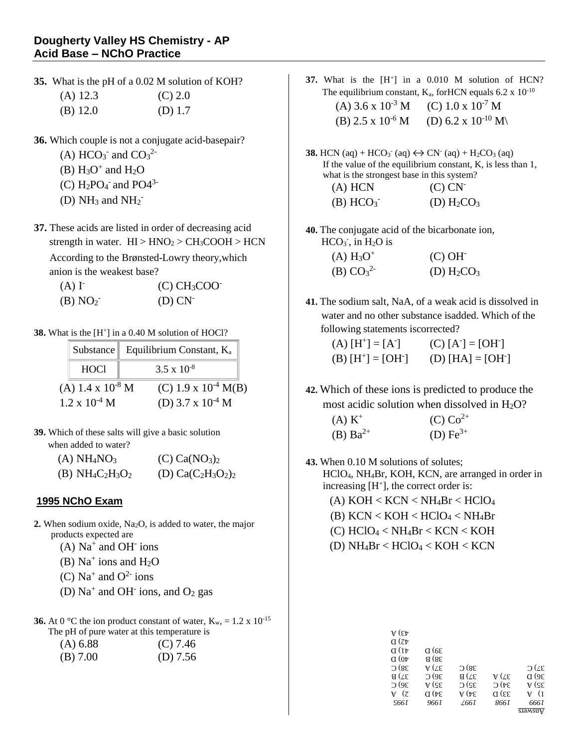# Dougherty Valley HS Chemistry - AP
## Acid Base – NChO Practice

**35.** What is the pH of a 0.02 M solution of KOH?

(A) 12.3 (C) 2.0
(B) 12.0 (D) 1.7

**36.** Which couple is not a conjugate acid-basepair?

(A) $HCO_3^-$ and $CO_3^{2-}$
(B) $H_3O^+$ and $H_2O$
(C) $H_2PO_4^-$ and $PO4^{3-}$
(D) $NH_3$ and $NH_2^-$

**37.** These acids are listed in order of decreasing acid strength in water. HI > $HNO_2$ > $CH_3COOH$ > HCN

According to the Brønsted-Lowry theory,which anion is the weakest base?

(A) $I^-$ (C) $CH_3COO^-$
(B) $NO_2^-$ (D) $CN^-$

**38.** What is the $[H^+]$ in a 0.40 M solution of HOCl?

| Substance | Equilibrium Constant, $K_a$ |
|---|---|
| HOCl | $3.5 \times 10^{-8}$ |

(A) $1.4 \times 10^{-8}$ M (C) $1.9 \times 10^{-4}$ M(B) $1.2 \times 10^{-4}$ M (D) $3.7 \times 10^{-4}$ M

**39.** Which of these salts will give a basic solution when added to water?

(A) $NH_4NO_3$ (C) $Ca(NO_3)_2$
(B) $NH_4C_2H_3O_2$ (D) $Ca(C_2H_3O_2)_2$

## 1995 NChO Exam

**2.** When sodium oxide, $Na_2O$, is added to water, the major products expected are

(A) $Na^+$ and $OH^-$ ions
(B) $Na^+$ ions and $H_2O$
(C) $Na^+$ and $O^{2-}$ ions
(D) $Na^+$ and $OH^-$ ions, and $O_2$ gas

**36.** At 0 °C the ion product constant of water, $K_w$, = $1.2 \times 10^{-15}$ The pH of pure water at this temperature is

(A) 6.88 (C) 7.46
(B) 7.00 (D) 7.56

**37.** What is the $[H^+]$ in a 0.010 M solution of HCN? The equilibrium constant, $K_a$, forHCN equals $6.2 \times 10^{-10}$

(A) $3.6 \times 10^{-3}$ M (C) $1.0 \times 10^{-7}$ M
(B) $2.5 \times 10^{-6}$ M (D) $6.2 \times 10^{-10}$ M\

**38.** HCN (aq) + $HCO_3^-$ (aq) ↔ $CN^-$ (aq) + $H_2CO_3$ (aq)
If the value of the equilibrium constant, K, is less than 1, what is the strongest base in this system?

(A) HCN (C) $CN^-$
(B) $HCO_3^-$ (D) $H_2CO_3$

**40.** The conjugate acid of the bicarbonate ion, $HCO_3^-$, in $H_2O$ is

(A) $H_3O^+$ (C) $OH^-$
(B) $CO_3^{2-}$ (D) $H_2CO_3$

**41.** The sodium salt, NaA, of a weak acid is dissolved in water and no other substance isadded. Which of the following statements iscorrected?

(A) $[H^+] = [A^-]$ (C) $[A^-] = [OH^-]$
(B) $[H^+] = [OH^-]$ (D) $[HA] = [OH^-]$

**42.** Which of these ions is predicted to produce the most acidic solution when dissolved in $H_2O$?

(A) $K^+$ (C) $Co^{2+}$
(B) $Ba^{2+}$ (D) $Fe^{3+}$

**43.** When 0.10 M solutions of solutes; $HClO_4$, $NH_4Br$, KOH, KCN, are arranged in order in increasing $[H^+]$, the correct order is:

(A) KOH < KCN < $NH_4Br$ < $HClO_4$
(B) KCN < KOH < $HClO_4$ < $NH_4Br$
(C) $HClO_4$ < $NH_4Br$ < KCN < KOH
(D) $NH_4Br$ < $HClO_4$ < KOH < KCN

Answers

| 1999 | 1998 | 1997 | 1996 | 1995 |
|---|---|---|---|---|
| 1) A | 33) D | 34) A | 34) D | 2) A |
| 35) A | 34) C | 35) C | 35) A | 36) C |
| 36) D | 37) A | 37) B | 36) C | 37) B |
| 37) C | | 38) C | 37) A | 38) C |
| | | | 38) B | 40) D |
| | | | 39) D | 41) D |
| | | | | 42) D |
| | | | | 43) A |